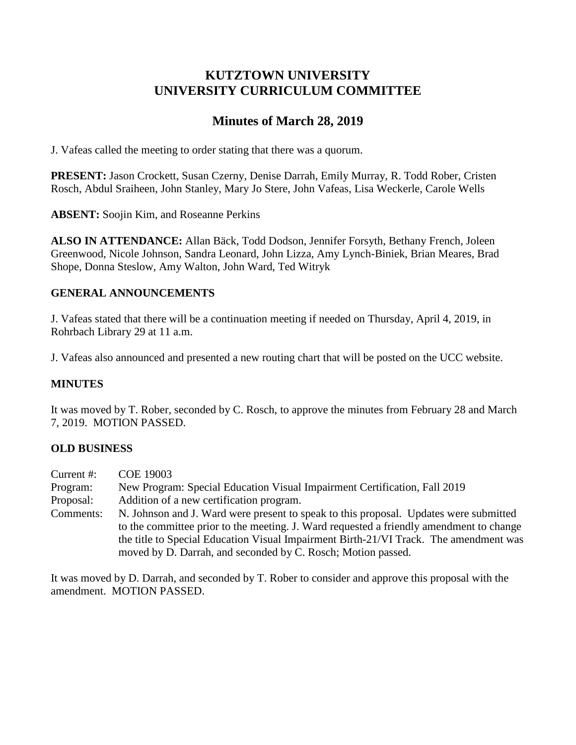# KUTZTOWN UNIVERSITY
# UNIVERSITY CURRICULUM COMMITTEE

## Minutes of March 28, 2019

J. Vafeas called the meeting to order stating that there was a quorum.

**PRESENT:** Jason Crockett, Susan Czerny, Denise Darrah, Emily Murray, R. Todd Rober, Cristen Rosch, Abdul Sraiheen, John Stanley, Mary Jo Stere, John Vafeas, Lisa Weckerle, Carole Wells

**ABSENT:** Soojin Kim, and Roseanne Perkins

**ALSO IN ATTENDANCE:** Allan Bäck, Todd Dodson, Jennifer Forsyth, Bethany French, Joleen Greenwood, Nicole Johnson, Sandra Leonard, John Lizza, Amy Lynch-Biniek, Brian Meares, Brad Shope, Donna Steslow, Amy Walton, John Ward, Ted Witryk

### GENERAL ANNOUNCEMENTS

J. Vafeas stated that there will be a continuation meeting if needed on Thursday, April 4, 2019, in Rohrbach Library 29 at 11 a.m.

J. Vafeas also announced and presented a new routing chart that will be posted on the UCC website.

### MINUTES

It was moved by T. Rober, seconded by C. Rosch, to approve the minutes from February 28 and March 7, 2019. MOTION PASSED.

### OLD BUSINESS

Current #: COE 19003
Program: New Program: Special Education Visual Impairment Certification, Fall 2019
Proposal: Addition of a new certification program.
Comments: N. Johnson and J. Ward were present to speak to this proposal. Updates were submitted to the committee prior to the meeting. J. Ward requested a friendly amendment to change the title to Special Education Visual Impairment Birth-21/VI Track. The amendment was moved by D. Darrah, and seconded by C. Rosch; Motion passed.

It was moved by D. Darrah, and seconded by T. Rober to consider and approve this proposal with the amendment. MOTION PASSED.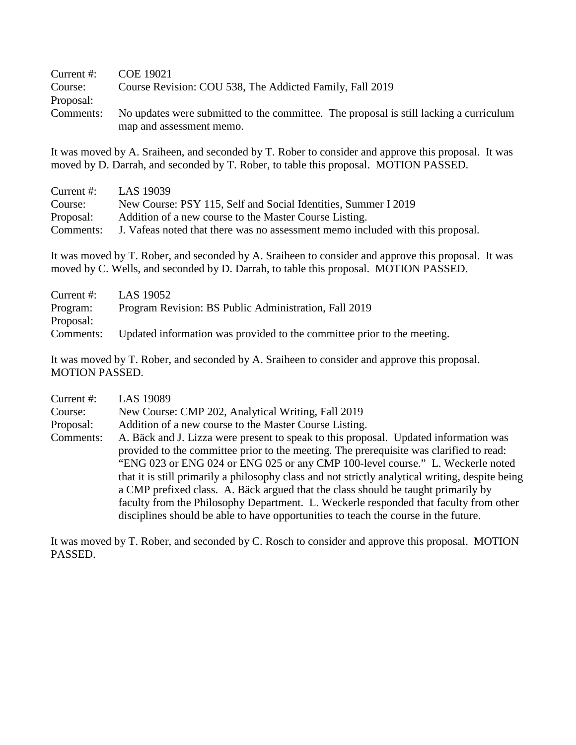Current #: COE 19021
Course: Course Revision: COU 538, The Addicted Family, Fall 2019
Proposal:
Comments: No updates were submitted to the committee. The proposal is still lacking a curriculum map and assessment memo.

It was moved by A. Sraiheen, and seconded by T. Rober to consider and approve this proposal. It was moved by D. Darrah, and seconded by T. Rober, to table this proposal. MOTION PASSED.

Current #: LAS 19039
Course: New Course: PSY 115, Self and Social Identities, Summer I 2019
Proposal: Addition of a new course to the Master Course Listing.
Comments: J. Vafeas noted that there was no assessment memo included with this proposal.

It was moved by T. Rober, and seconded by A. Sraiheen to consider and approve this proposal. It was moved by C. Wells, and seconded by D. Darrah, to table this proposal. MOTION PASSED.

Current #: LAS 19052
Program: Program Revision: BS Public Administration, Fall 2019
Proposal:
Comments: Updated information was provided to the committee prior to the meeting.

It was moved by T. Rober, and seconded by A. Sraiheen to consider and approve this proposal. MOTION PASSED.

Current #: LAS 19089
Course: New Course: CMP 202, Analytical Writing, Fall 2019
Proposal: Addition of a new course to the Master Course Listing.
Comments: A. Bäck and J. Lizza were present to speak to this proposal. Updated information was provided to the committee prior to the meeting. The prerequisite was clarified to read: "ENG 023 or ENG 024 or ENG 025 or any CMP 100-level course." L. Weckerle noted that it is still primarily a philosophy class and not strictly analytical writing, despite being a CMP prefixed class. A. Bäck argued that the class should be taught primarily by faculty from the Philosophy Department. L. Weckerle responded that faculty from other disciplines should be able to have opportunities to teach the course in the future.

It was moved by T. Rober, and seconded by C. Rosch to consider and approve this proposal. MOTION PASSED.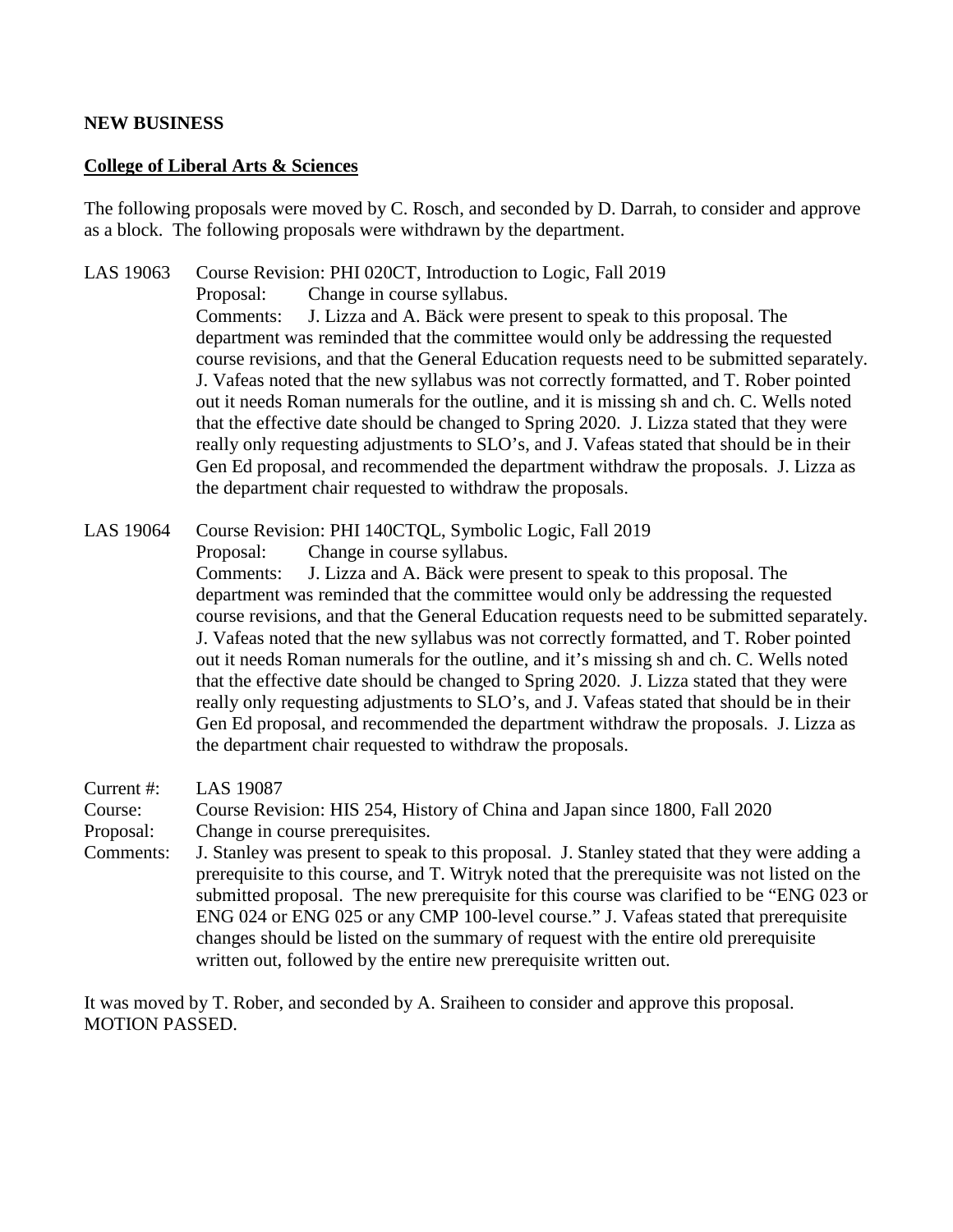**NEW BUSINESS**

**College of Liberal Arts & Sciences**

The following proposals were moved by C. Rosch, and seconded by D. Darrah, to consider and approve as a block. The following proposals were withdrawn by the department.

LAS 19063 Course Revision: PHI 020CT, Introduction to Logic, Fall 2019

Proposal: Change in course syllabus.

Comments: J. Lizza and A. Bäck were present to speak to this proposal. The department was reminded that the committee would only be addressing the requested course revisions, and that the General Education requests need to be submitted separately. J. Vafeas noted that the new syllabus was not correctly formatted, and T. Rober pointed out it needs Roman numerals for the outline, and it is missing sh and ch. C. Wells noted that the effective date should be changed to Spring 2020. J. Lizza stated that they were really only requesting adjustments to SLO's, and J. Vafeas stated that should be in their Gen Ed proposal, and recommended the department withdraw the proposals. J. Lizza as the department chair requested to withdraw the proposals.

LAS 19064 Course Revision: PHI 140CTQL, Symbolic Logic, Fall 2019

Proposal: Change in course syllabus.

Comments: J. Lizza and A. Bäck were present to speak to this proposal. The department was reminded that the committee would only be addressing the requested course revisions, and that the General Education requests need to be submitted separately. J. Vafeas noted that the new syllabus was not correctly formatted, and T. Rober pointed out it needs Roman numerals for the outline, and it's missing sh and ch. C. Wells noted that the effective date should be changed to Spring 2020. J. Lizza stated that they were really only requesting adjustments to SLO's, and J. Vafeas stated that should be in their Gen Ed proposal, and recommended the department withdraw the proposals. J. Lizza as the department chair requested to withdraw the proposals.

Current #: LAS 19087

Course: Course Revision: HIS 254, History of China and Japan since 1800, Fall 2020

Proposal: Change in course prerequisites.

Comments: J. Stanley was present to speak to this proposal. J. Stanley stated that they were adding a prerequisite to this course, and T. Witryk noted that the prerequisite was not listed on the submitted proposal. The new prerequisite for this course was clarified to be "ENG 023 or ENG 024 or ENG 025 or any CMP 100-level course." J. Vafeas stated that prerequisite changes should be listed on the summary of request with the entire old prerequisite written out, followed by the entire new prerequisite written out.

It was moved by T. Rober, and seconded by A. Sraiheen to consider and approve this proposal. MOTION PASSED.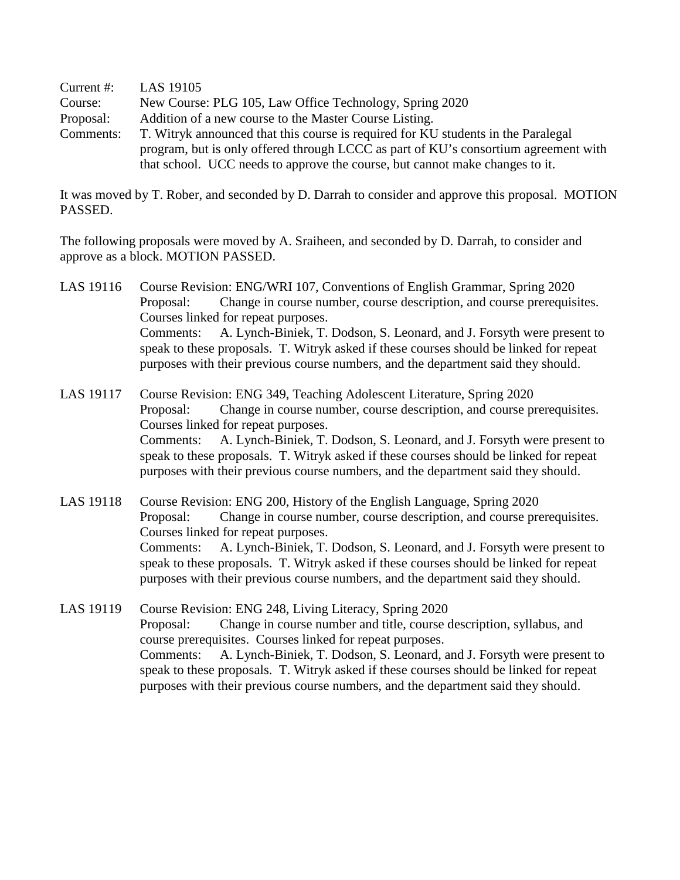Current #: LAS 19105
Course: New Course: PLG 105, Law Office Technology, Spring 2020
Proposal: Addition of a new course to the Master Course Listing.
Comments: T. Witryk announced that this course is required for KU students in the Paralegal program, but is only offered through LCCC as part of KU's consortium agreement with that school. UCC needs to approve the course, but cannot make changes to it.

It was moved by T. Rober, and seconded by D. Darrah to consider and approve this proposal. MOTION PASSED.

The following proposals were moved by A. Sraiheen, and seconded by D. Darrah, to consider and approve as a block. MOTION PASSED.

LAS 19116 Course Revision: ENG/WRI 107, Conventions of English Grammar, Spring 2020
Proposal: Change in course number, course description, and course prerequisites. Courses linked for repeat purposes.
Comments: A. Lynch-Biniek, T. Dodson, S. Leonard, and J. Forsyth were present to speak to these proposals. T. Witryk asked if these courses should be linked for repeat purposes with their previous course numbers, and the department said they should.

LAS 19117 Course Revision: ENG 349, Teaching Adolescent Literature, Spring 2020
Proposal: Change in course number, course description, and course prerequisites. Courses linked for repeat purposes.
Comments: A. Lynch-Biniek, T. Dodson, S. Leonard, and J. Forsyth were present to speak to these proposals. T. Witryk asked if these courses should be linked for repeat purposes with their previous course numbers, and the department said they should.

LAS 19118 Course Revision: ENG 200, History of the English Language, Spring 2020
Proposal: Change in course number, course description, and course prerequisites. Courses linked for repeat purposes.
Comments: A. Lynch-Biniek, T. Dodson, S. Leonard, and J. Forsyth were present to speak to these proposals. T. Witryk asked if these courses should be linked for repeat purposes with their previous course numbers, and the department said they should.

LAS 19119 Course Revision: ENG 248, Living Literacy, Spring 2020
Proposal: Change in course number and title, course description, syllabus, and course prerequisites. Courses linked for repeat purposes.
Comments: A. Lynch-Biniek, T. Dodson, S. Leonard, and J. Forsyth were present to speak to these proposals. T. Witryk asked if these courses should be linked for repeat purposes with their previous course numbers, and the department said they should.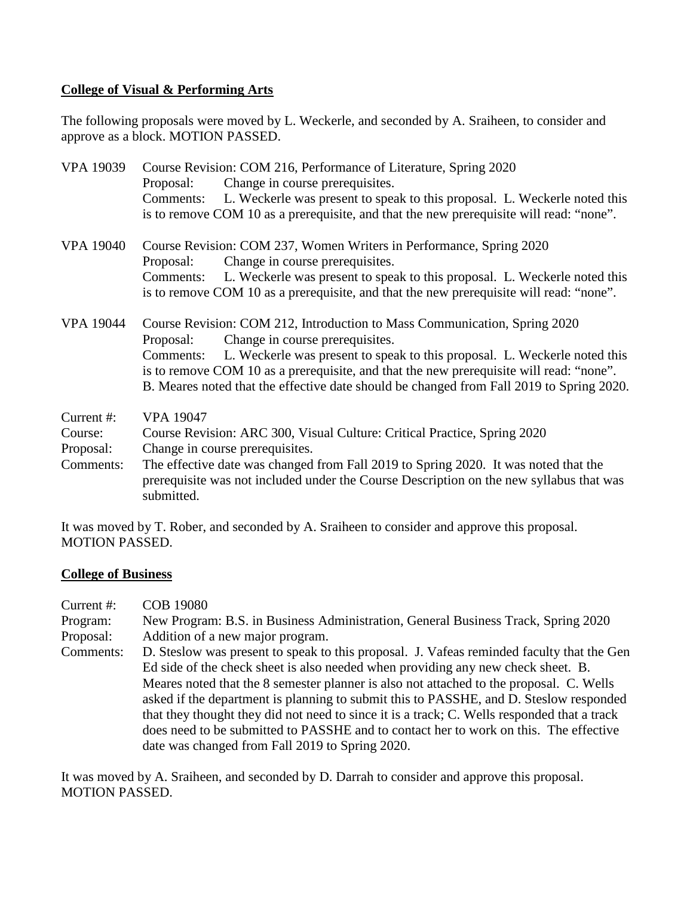**College of Visual & Performing Arts**

The following proposals were moved by L. Weckerle, and seconded by A. Sraiheen, to consider and approve as a block. MOTION PASSED.

VPA 19039 Course Revision: COM 216, Performance of Literature, Spring 2020
Proposal: Change in course prerequisites.
Comments: L. Weckerle was present to speak to this proposal. L. Weckerle noted this is to remove COM 10 as a prerequisite, and that the new prerequisite will read: "none".

VPA 19040 Course Revision: COM 237, Women Writers in Performance, Spring 2020
Proposal: Change in course prerequisites.
Comments: L. Weckerle was present to speak to this proposal. L. Weckerle noted this is to remove COM 10 as a prerequisite, and that the new prerequisite will read: "none".

VPA 19044 Course Revision: COM 212, Introduction to Mass Communication, Spring 2020
Proposal: Change in course prerequisites.
Comments: L. Weckerle was present to speak to this proposal. L. Weckerle noted this is to remove COM 10 as a prerequisite, and that the new prerequisite will read: "none". B. Meares noted that the effective date should be changed from Fall 2019 to Spring 2020.

Current #: VPA 19047
Course: Course Revision: ARC 300, Visual Culture: Critical Practice, Spring 2020
Proposal: Change in course prerequisites.
Comments: The effective date was changed from Fall 2019 to Spring 2020. It was noted that the prerequisite was not included under the Course Description on the new syllabus that was submitted.

It was moved by T. Rober, and seconded by A. Sraiheen to consider and approve this proposal. MOTION PASSED.

**College of Business**

Current #: COB 19080
Program: New Program: B.S. in Business Administration, General Business Track, Spring 2020
Proposal: Addition of a new major program.
Comments: D. Steslow was present to speak to this proposal. J. Vafeas reminded faculty that the Gen Ed side of the check sheet is also needed when providing any new check sheet. B. Meares noted that the 8 semester planner is also not attached to the proposal. C. Wells asked if the department is planning to submit this to PASSHE, and D. Steslow responded that they thought they did not need to since it is a track; C. Wells responded that a track does need to be submitted to PASSHE and to contact her to work on this. The effective date was changed from Fall 2019 to Spring 2020.

It was moved by A. Sraiheen, and seconded by D. Darrah to consider and approve this proposal. MOTION PASSED.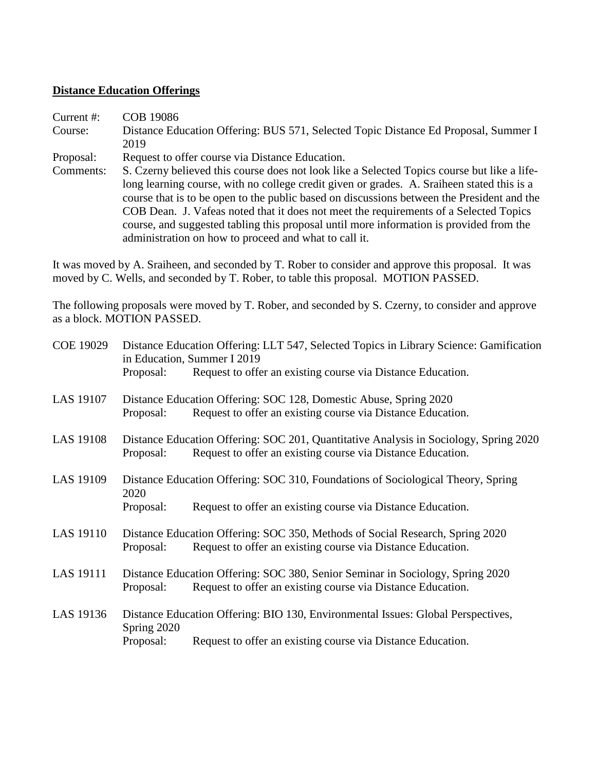**Distance Education Offerings**

Current #: COB 19086

Course: Distance Education Offering: BUS 571, Selected Topic Distance Ed Proposal, Summer I 2019

Proposal: Request to offer course via Distance Education.

Comments: S. Czerny believed this course does not look like a Selected Topics course but like a life-long learning course, with no college credit given or grades. A. Sraiheen stated this is a course that is to be open to the public based on discussions between the President and the COB Dean. J. Vafeas noted that it does not meet the requirements of a Selected Topics course, and suggested tabling this proposal until more information is provided from the administration on how to proceed and what to call it.

It was moved by A. Sraiheen, and seconded by T. Rober to consider and approve this proposal. It was moved by C. Wells, and seconded by T. Rober, to table this proposal. MOTION PASSED.

The following proposals were moved by T. Rober, and seconded by S. Czerny, to consider and approve as a block. MOTION PASSED.

COE 19029 Distance Education Offering: LLT 547, Selected Topics in Library Science: Gamification in Education, Summer I 2019
Proposal: Request to offer an existing course via Distance Education.

LAS 19107 Distance Education Offering: SOC 128, Domestic Abuse, Spring 2020
Proposal: Request to offer an existing course via Distance Education.

LAS 19108 Distance Education Offering: SOC 201, Quantitative Analysis in Sociology, Spring 2020
Proposal: Request to offer an existing course via Distance Education.

LAS 19109 Distance Education Offering: SOC 310, Foundations of Sociological Theory, Spring 2020
Proposal: Request to offer an existing course via Distance Education.

LAS 19110 Distance Education Offering: SOC 350, Methods of Social Research, Spring 2020
Proposal: Request to offer an existing course via Distance Education.

LAS 19111 Distance Education Offering: SOC 380, Senior Seminar in Sociology, Spring 2020
Proposal: Request to offer an existing course via Distance Education.

LAS 19136 Distance Education Offering: BIO 130, Environmental Issues: Global Perspectives, Spring 2020
Proposal: Request to offer an existing course via Distance Education.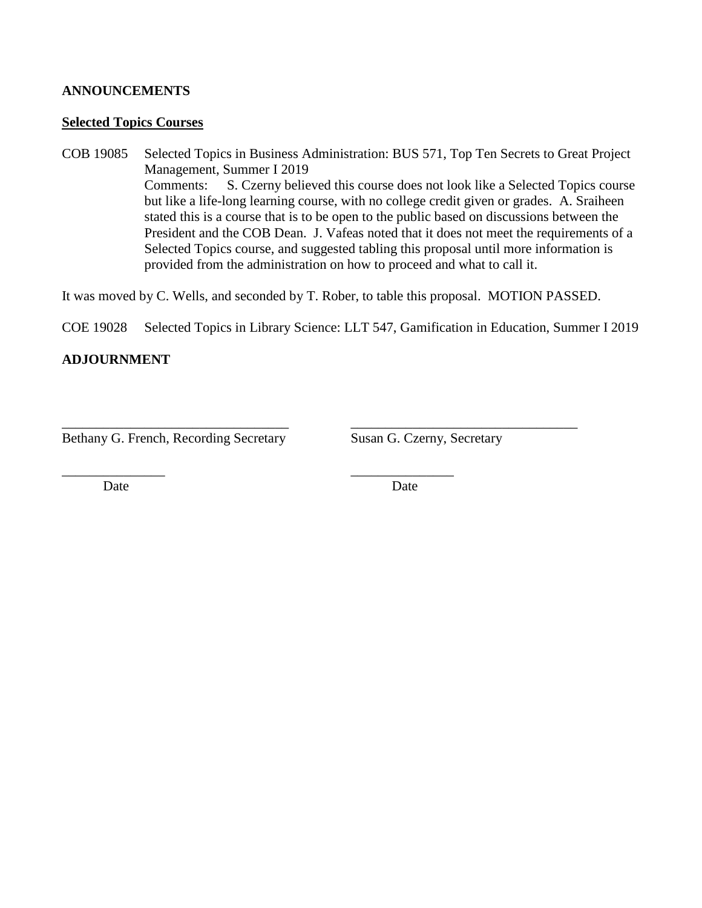**ANNOUNCEMENTS**

**Selected Topics Courses**

COB 19085 Selected Topics in Business Administration: BUS 571, Top Ten Secrets to Great Project Management, Summer I 2019

Comments: S. Czerny believed this course does not look like a Selected Topics course but like a life-long learning course, with no college credit given or grades. A. Sraiheen stated this is a course that is to be open to the public based on discussions between the President and the COB Dean. J. Vafeas noted that it does not meet the requirements of a Selected Topics course, and suggested tabling this proposal until more information is provided from the administration on how to proceed and what to call it.

It was moved by C. Wells, and seconded by T. Rober, to table this proposal. MOTION PASSED.

COE 19028 Selected Topics in Library Science: LLT 547, Gamification in Education, Summer I 2019

**ADJOURNMENT**

| | |
|---|---|
| ______________________________ | ______________________________ |
| Bethany G. French, Recording Secretary | Susan G. Czerny, Secretary |
| ______________ | ______________ |
| Date | Date |